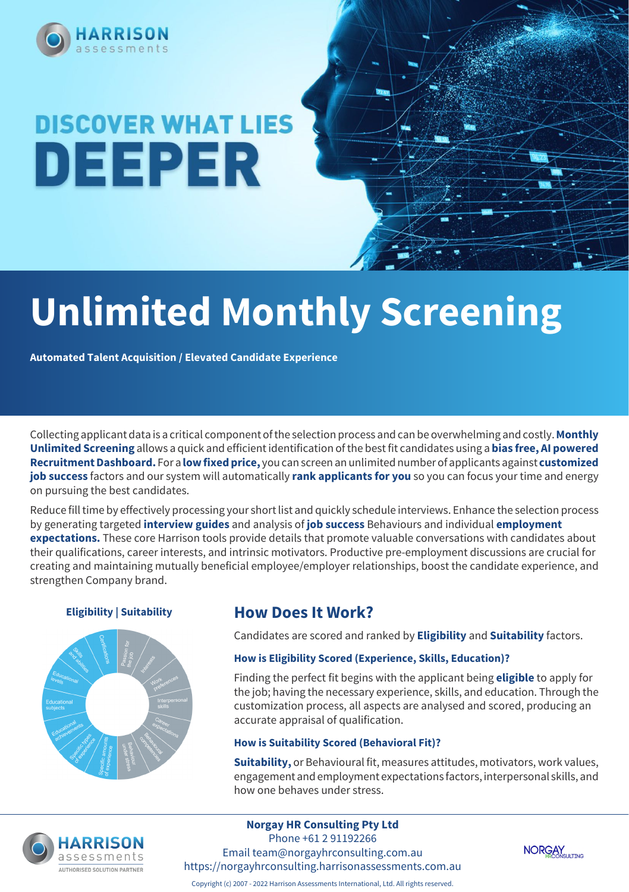HARRISON assessments

# DISCOVER WHAT LIES DEEPER

# Unlimited Monthly Screening

**Automated Talent Acquisition / Elevated Candidate Experience**

Collecting applicant data is a critical component of the selection process and can be overwhelming and costly. **Monthly Unlimited Screening** allows a quick and efficient identification of the best fit candidates using a **bias free, AI powered Recruitment Dashboard.** For a **low fixed price,** you can screen an unlimited number of applicants against **customized job success** factors and our system will automatically **rank applicants for you** so you can focus your time and energy on pursuing the best candidates.

Reduce fill time by effectively processing your short list and quickly schedule interviews. Enhance the selection process by generating targeted **interview guides** and analysis of **job success** Behaviours and individual **employment expectations.** These core Harrison tools provide details that promote valuable conversations with candidates about their qualifications, career interests, and intrinsic motivators. Productive pre-employment discussions are crucial for creating and maintaining mutually beneficial employee/employer relationships, boost the candidate experience, and strengthen Company brand.

**Eligibility | Suitability**

Certifications, Passion for the job, Interests, Work preferences, Interpersonal skills, Career expectations, Behavioural competencies, Behavioral under stress, Specific amounts of experience, Specific types of experience, Educational achievements, Educational subjects, Educational levels, Skills and abilities

## How Does It Work?

Candidates are scored and ranked by **Eligibility** and **Suitability** factors.

### How is Eligibility Scored (Experience, Skills, Education)?

Finding the perfect fit begins with the applicant being **eligible** to apply for the job; having the necessary experience, skills, and education. Through the customization process, all aspects are analysed and scored, producing an accurate appraisal of qualification.

### How is Suitability Scored (Behavioral Fit)?

**Suitability,** or Behavioural fit, measures attitudes, motivators, work values, engagement and employment expectations factors, interpersonal skills, and how one behaves under stress.

HARRISON assessments AUTHORISED SOLUTION PARTNER

**Norgay HR Consulting Pty Ltd**
Phone +61 2 91192266
Email team@norgayhrconsulting.com.au
https://norgayhrconsulting.harrisonassessments.com.au

NORGAY HRCONSULTING

Copyright (c) 2007 - 2022 Harrison Assessments International, Ltd. All rights reserved.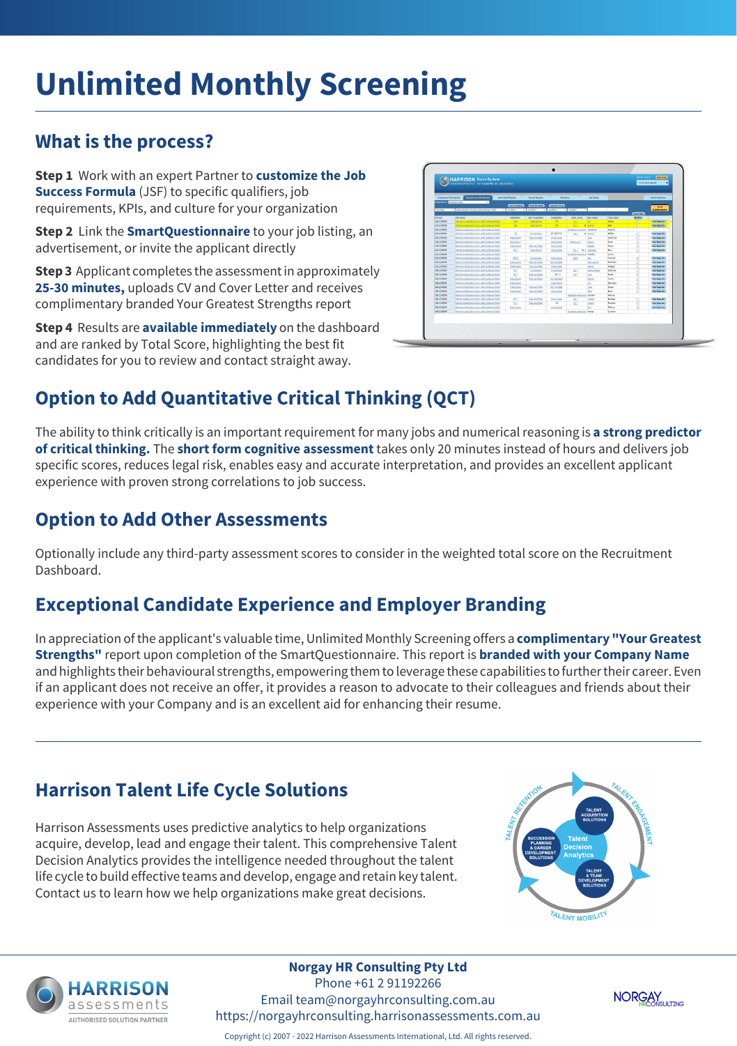# Unlimited Monthly Screening

## What is the process?

**Step 1** Work with an expert Partner to **customize the Job Success Formula** (JSF) to specific qualifiers, job requirements, KPIs, and culture for your organization

**Step 2** Link the **SmartQuestionnaire** to your job listing, an advertisement, or invite the applicant directly

**Step 3** Applicant completes the assessment in approximately **25-30 minutes,** uploads CV and Cover Letter and receives complimentary branded Your Greatest Strengths report

**Step 4** Results are **available immediately** on the dashboard and are ranked by Total Score, highlighting the best fit candidates for you to review and contact straight away.

## Option to Add Quantitative Critical Thinking (QCT)

The ability to think critically is an important requirement for many jobs and numerical reasoning is **a strong predictor of critical thinking.** The **short form cognitive assessment** takes only 20 minutes instead of hours and delivers job specific scores, reduces legal risk, enables easy and accurate interpretation, and provides an excellent applicant experience with proven strong correlations to job success.

## Option to Add Other Assessments

Optionally include any third-party assessment scores to consider in the weighted total score on the Recruitment Dashboard.

## Exceptional Candidate Experience and Employer Branding

In appreciation of the applicant's valuable time, Unlimited Monthly Screening offers a **complimentary "Your Greatest Strengths"** report upon completion of the SmartQuestionnaire. This report is **branded with your Company Name** and highlights their behavioural strengths, empowering them to leverage these capabilities to further their career. Even if an applicant does not receive an offer, it provides a reason to advocate to their colleagues and friends about their experience with your Company and is an excellent aid for enhancing their resume.

---

## Harrison Talent Life Cycle Solutions

Harrison Assessments uses predictive analytics to help organizations acquire, develop, lead and engage their talent. This comprehensive Talent Decision Analytics provides the intelligence needed throughout the talent life cycle to build effective teams and develop, engage and retain key talent. Contact us to learn how we help organizations make great decisions.

TALENT RETENTION
TALENT ENGAGEMENT
TALENT MOBILITY
TALENT ACQUISITION SOLUTIONS
SUCCESSION PLANNING & CAREER DEVELOPMENT SOLUTIONS
Talent Decision Analytics
TALENT & TEAM DEVELOPMENT SOLUTIONS

HARRISON assessments
AUTHORISED SOLUTION PARTNER

**Norgay HR Consulting Pty Ltd**
Phone +61 2 91192266
Email team@norgayhrconsulting.com.au
https://norgayhrconsulting.harrisonassessments.com.au

NORGAY HRCONSULTING

Copyright (c) 2007 - 2022 Harrison Assessments International, Ltd. All rights reserved.